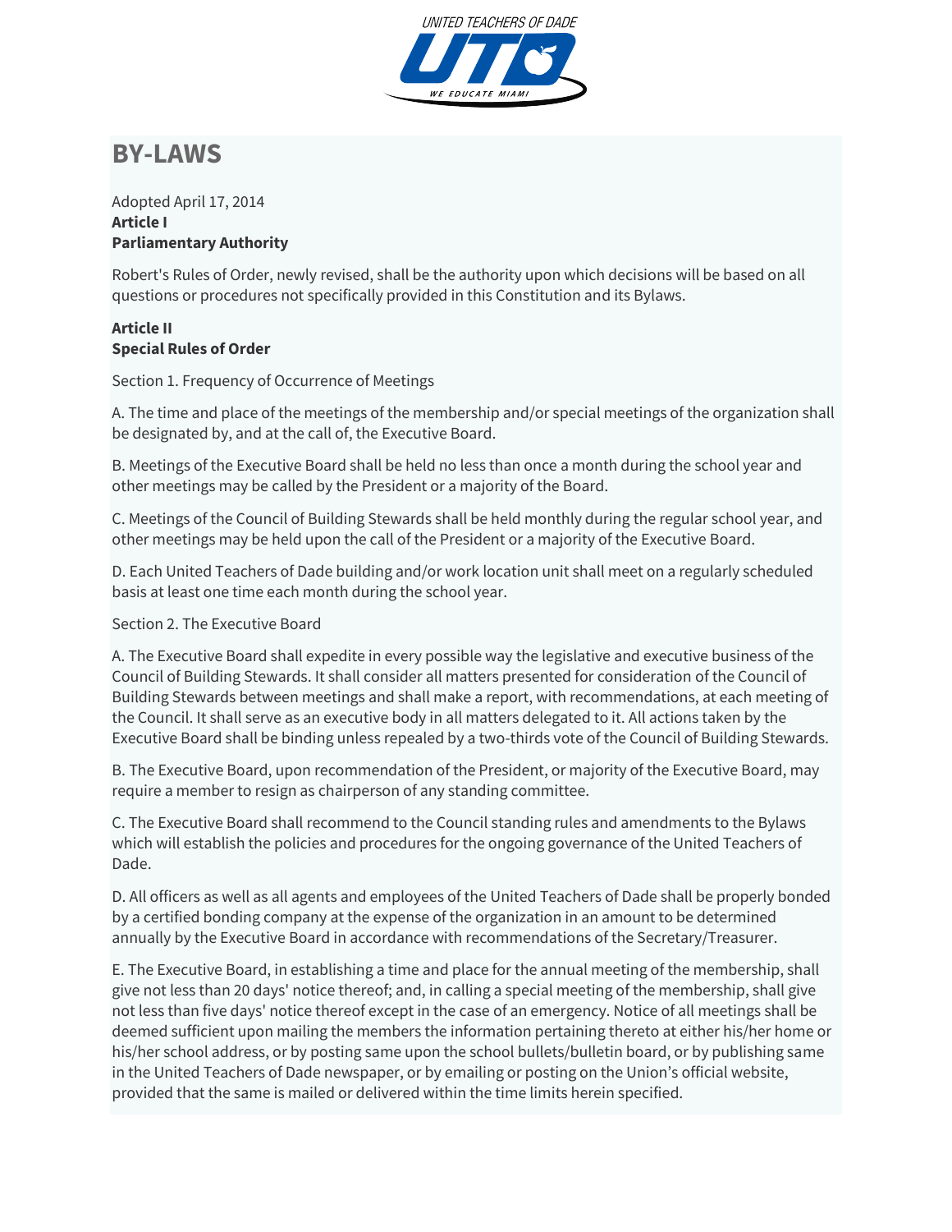# BY-LAWS

Adopted April 17, 2014

**Article I**
**Parliamentary Authority**

Robert's Rules of Order, newly revised, shall be the authority upon which decisions will be based on all questions or procedures not specifically provided in this Constitution and its Bylaws.

**Article II**
**Special Rules of Order**

Section 1. Frequency of Occurrence of Meetings

A. The time and place of the meetings of the membership and/or special meetings of the organization shall be designated by, and at the call of, the Executive Board.

B. Meetings of the Executive Board shall be held no less than once a month during the school year and other meetings may be called by the President or a majority of the Board.

C. Meetings of the Council of Building Stewards shall be held monthly during the regular school year, and other meetings may be held upon the call of the President or a majority of the Executive Board.

D. Each United Teachers of Dade building and/or work location unit shall meet on a regularly scheduled basis at least one time each month during the school year.

Section 2. The Executive Board

A. The Executive Board shall expedite in every possible way the legislative and executive business of the Council of Building Stewards. It shall consider all matters presented for consideration of the Council of Building Stewards between meetings and shall make a report, with recommendations, at each meeting of the Council. It shall serve as an executive body in all matters delegated to it. All actions taken by the Executive Board shall be binding unless repealed by a two-thirds vote of the Council of Building Stewards.

B. The Executive Board, upon recommendation of the President, or majority of the Executive Board, may require a member to resign as chairperson of any standing committee.

C. The Executive Board shall recommend to the Council standing rules and amendments to the Bylaws which will establish the policies and procedures for the ongoing governance of the United Teachers of Dade.

D. All officers as well as all agents and employees of the United Teachers of Dade shall be properly bonded by a certified bonding company at the expense of the organization in an amount to be determined annually by the Executive Board in accordance with recommendations of the Secretary/Treasurer.

E. The Executive Board, in establishing a time and place for the annual meeting of the membership, shall give not less than 20 days' notice thereof; and, in calling a special meeting of the membership, shall give not less than five days' notice thereof except in the case of an emergency. Notice of all meetings shall be deemed sufficient upon mailing the members the information pertaining thereto at either his/her home or his/her school address, or by posting same upon the school bullets/bulletin board, or by publishing same in the United Teachers of Dade newspaper, or by emailing or posting on the Union's official website, provided that the same is mailed or delivered within the time limits herein specified.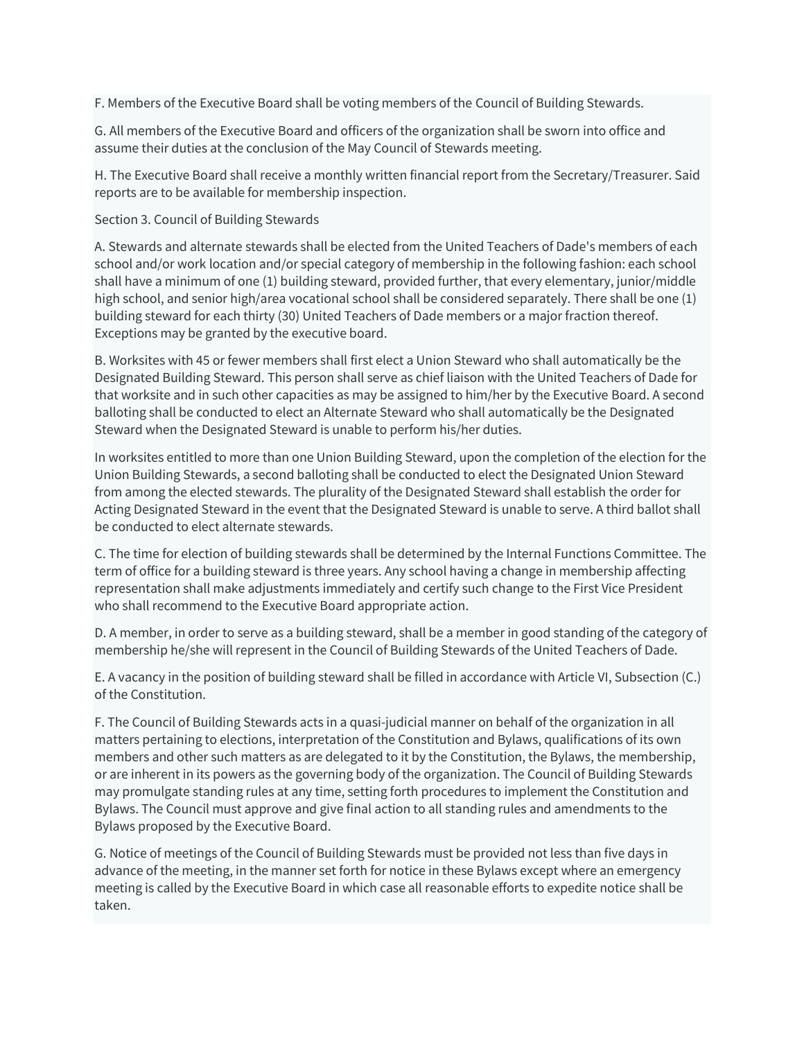F. Members of the Executive Board shall be voting members of the Council of Building Stewards.

G. All members of the Executive Board and officers of the organization shall be sworn into office and assume their duties at the conclusion of the May Council of Stewards meeting.

H. The Executive Board shall receive a monthly written financial report from the Secretary/Treasurer. Said reports are to be available for membership inspection.

Section 3. Council of Building Stewards

A. Stewards and alternate stewards shall be elected from the United Teachers of Dade's members of each school and/or work location and/or special category of membership in the following fashion: each school shall have a minimum of one (1) building steward, provided further, that every elementary, junior/middle high school, and senior high/area vocational school shall be considered separately. There shall be one (1) building steward for each thirty (30) United Teachers of Dade members or a major fraction thereof. Exceptions may be granted by the executive board.

B. Worksites with 45 or fewer members shall first elect a Union Steward who shall automatically be the Designated Building Steward. This person shall serve as chief liaison with the United Teachers of Dade for that worksite and in such other capacities as may be assigned to him/her by the Executive Board. A second balloting shall be conducted to elect an Alternate Steward who shall automatically be the Designated Steward when the Designated Steward is unable to perform his/her duties.

In worksites entitled to more than one Union Building Steward, upon the completion of the election for the Union Building Stewards, a second balloting shall be conducted to elect the Designated Union Steward from among the elected stewards. The plurality of the Designated Steward shall establish the order for Acting Designated Steward in the event that the Designated Steward is unable to serve. A third ballot shall be conducted to elect alternate stewards.

C. The time for election of building stewards shall be determined by the Internal Functions Committee. The term of office for a building steward is three years. Any school having a change in membership affecting representation shall make adjustments immediately and certify such change to the First Vice President who shall recommend to the Executive Board appropriate action.

D. A member, in order to serve as a building steward, shall be a member in good standing of the category of membership he/she will represent in the Council of Building Stewards of the United Teachers of Dade.

E. A vacancy in the position of building steward shall be filled in accordance with Article VI, Subsection (C.) of the Constitution.

F. The Council of Building Stewards acts in a quasi-judicial manner on behalf of the organization in all matters pertaining to elections, interpretation of the Constitution and Bylaws, qualifications of its own members and other such matters as are delegated to it by the Constitution, the Bylaws, the membership, or are inherent in its powers as the governing body of the organization. The Council of Building Stewards may promulgate standing rules at any time, setting forth procedures to implement the Constitution and Bylaws. The Council must approve and give final action to all standing rules and amendments to the Bylaws proposed by the Executive Board.

G. Notice of meetings of the Council of Building Stewards must be provided not less than five days in advance of the meeting, in the manner set forth for notice in these Bylaws except where an emergency meeting is called by the Executive Board in which case all reasonable efforts to expedite notice shall be taken.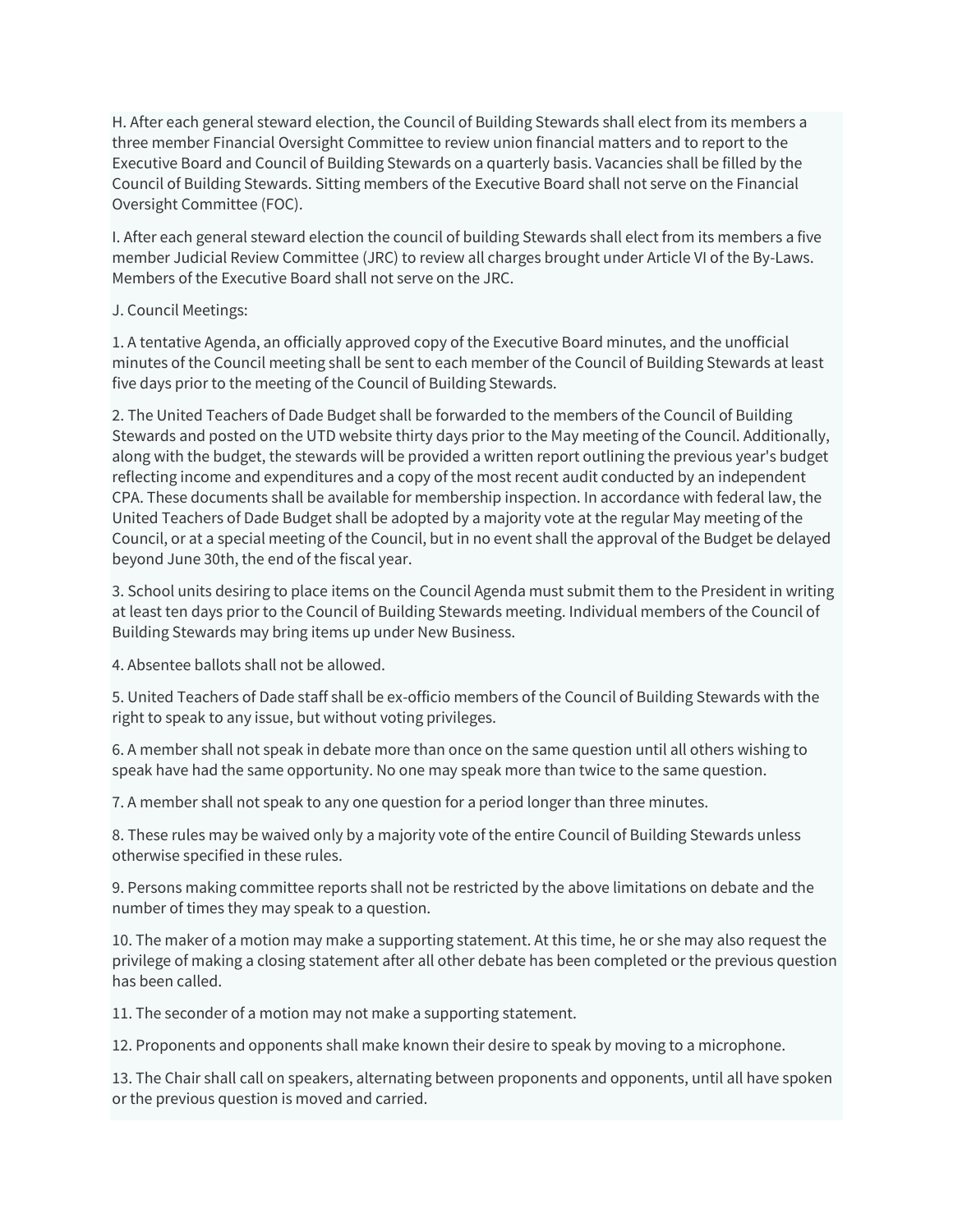H. After each general steward election, the Council of Building Stewards shall elect from its members a three member Financial Oversight Committee to review union financial matters and to report to the Executive Board and Council of Building Stewards on a quarterly basis. Vacancies shall be filled by the Council of Building Stewards. Sitting members of the Executive Board shall not serve on the Financial Oversight Committee (FOC).

I. After each general steward election the council of building Stewards shall elect from its members a five member Judicial Review Committee (JRC) to review all charges brought under Article VI of the By-Laws. Members of the Executive Board shall not serve on the JRC.

J. Council Meetings:

1. A tentative Agenda, an officially approved copy of the Executive Board minutes, and the unofficial minutes of the Council meeting shall be sent to each member of the Council of Building Stewards at least five days prior to the meeting of the Council of Building Stewards.

2. The United Teachers of Dade Budget shall be forwarded to the members of the Council of Building Stewards and posted on the UTD website thirty days prior to the May meeting of the Council. Additionally, along with the budget, the stewards will be provided a written report outlining the previous year's budget reflecting income and expenditures and a copy of the most recent audit conducted by an independent CPA. These documents shall be available for membership inspection. In accordance with federal law, the United Teachers of Dade Budget shall be adopted by a majority vote at the regular May meeting of the Council, or at a special meeting of the Council, but in no event shall the approval of the Budget be delayed beyond June 30th, the end of the fiscal year.

3. School units desiring to place items on the Council Agenda must submit them to the President in writing at least ten days prior to the Council of Building Stewards meeting. Individual members of the Council of Building Stewards may bring items up under New Business.

4. Absentee ballots shall not be allowed.

5. United Teachers of Dade staff shall be ex-officio members of the Council of Building Stewards with the right to speak to any issue, but without voting privileges.

6. A member shall not speak in debate more than once on the same question until all others wishing to speak have had the same opportunity. No one may speak more than twice to the same question.

7. A member shall not speak to any one question for a period longer than three minutes.

8. These rules may be waived only by a majority vote of the entire Council of Building Stewards unless otherwise specified in these rules.

9. Persons making committee reports shall not be restricted by the above limitations on debate and the number of times they may speak to a question.

10. The maker of a motion may make a supporting statement. At this time, he or she may also request the privilege of making a closing statement after all other debate has been completed or the previous question has been called.

11. The seconder of a motion may not make a supporting statement.

12. Proponents and opponents shall make known their desire to speak by moving to a microphone.

13. The Chair shall call on speakers, alternating between proponents and opponents, until all have spoken or the previous question is moved and carried.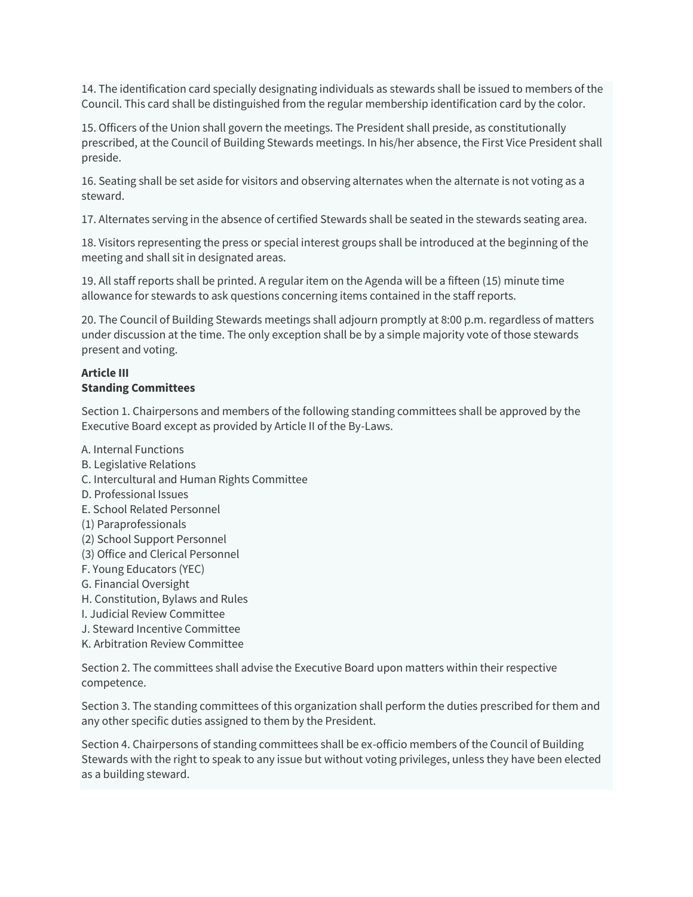14. The identification card specially designating individuals as stewards shall be issued to members of the Council. This card shall be distinguished from the regular membership identification card by the color.

15. Officers of the Union shall govern the meetings. The President shall preside, as constitutionally prescribed, at the Council of Building Stewards meetings. In his/her absence, the First Vice President shall preside.

16. Seating shall be set aside for visitors and observing alternates when the alternate is not voting as a steward.

17. Alternates serving in the absence of certified Stewards shall be seated in the stewards seating area.

18. Visitors representing the press or special interest groups shall be introduced at the beginning of the meeting and shall sit in designated areas.

19. All staff reports shall be printed. A regular item on the Agenda will be a fifteen (15) minute time allowance for stewards to ask questions concerning items contained in the staff reports.

20. The Council of Building Stewards meetings shall adjourn promptly at 8:00 p.m. regardless of matters under discussion at the time. The only exception shall be by a simple majority vote of those stewards present and voting.

**Article III**
**Standing Committees**

Section 1. Chairpersons and members of the following standing committees shall be approved by the Executive Board except as provided by Article II of the By-Laws.

A. Internal Functions
B. Legislative Relations
C. Intercultural and Human Rights Committee
D. Professional Issues
E. School Related Personnel
(1) Paraprofessionals
(2) School Support Personnel
(3) Office and Clerical Personnel
F. Young Educators (YEC)
G. Financial Oversight
H. Constitution, Bylaws and Rules
I. Judicial Review Committee
J. Steward Incentive Committee
K. Arbitration Review Committee

Section 2. The committees shall advise the Executive Board upon matters within their respective competence.

Section 3. The standing committees of this organization shall perform the duties prescribed for them and any other specific duties assigned to them by the President.

Section 4. Chairpersons of standing committees shall be ex-officio members of the Council of Building Stewards with the right to speak to any issue but without voting privileges, unless they have been elected as a building steward.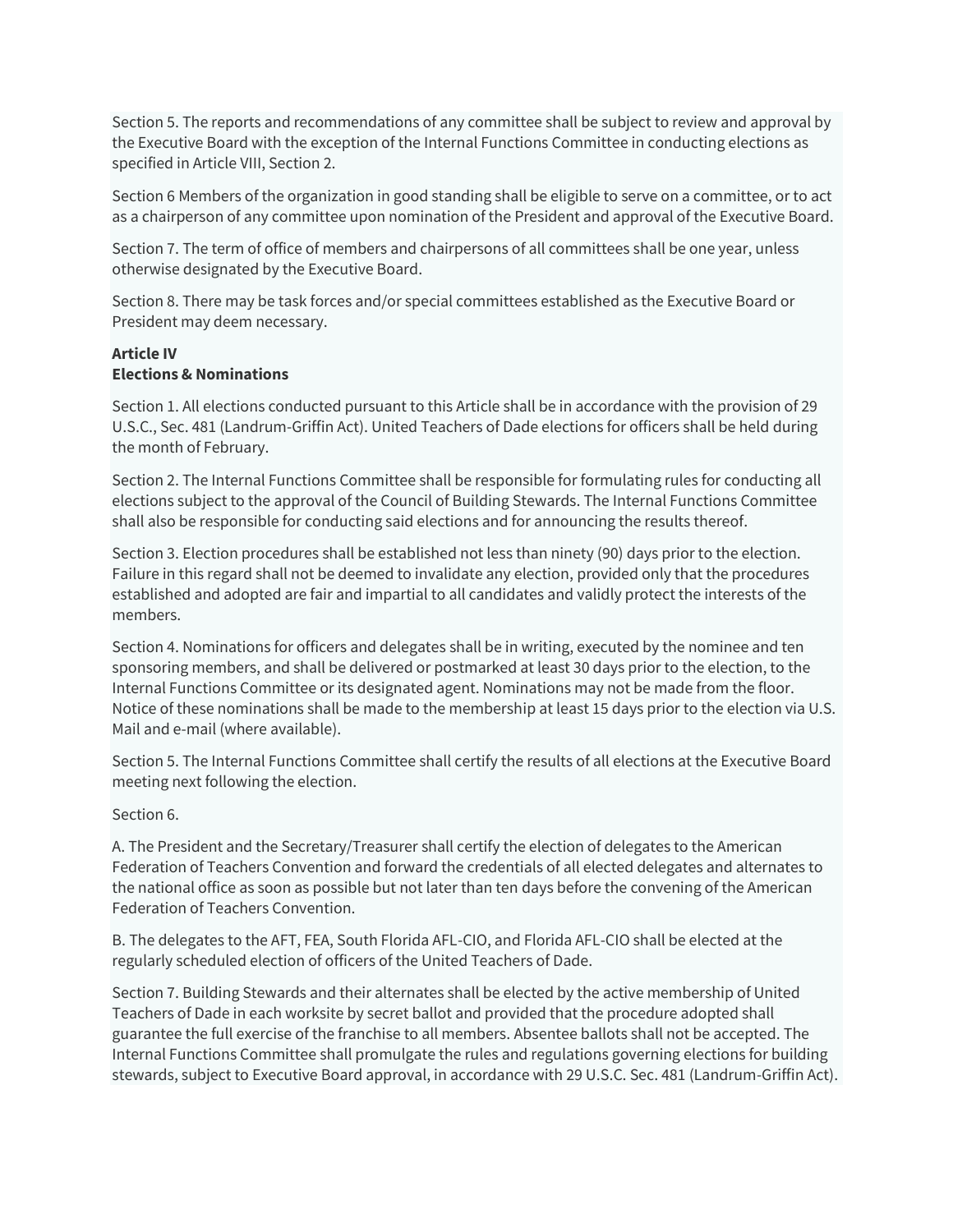Section 5. The reports and recommendations of any committee shall be subject to review and approval by the Executive Board with the exception of the Internal Functions Committee in conducting elections as specified in Article VIII, Section 2.

Section 6 Members of the organization in good standing shall be eligible to serve on a committee, or to act as a chairperson of any committee upon nomination of the President and approval of the Executive Board.

Section 7. The term of office of members and chairpersons of all committees shall be one year, unless otherwise designated by the Executive Board.

Section 8. There may be task forces and/or special committees established as the Executive Board or President may deem necessary.

**Article IV**
**Elections & Nominations**

Section 1. All elections conducted pursuant to this Article shall be in accordance with the provision of 29 U.S.C., Sec. 481 (Landrum-Griffin Act). United Teachers of Dade elections for officers shall be held during the month of February.

Section 2. The Internal Functions Committee shall be responsible for formulating rules for conducting all elections subject to the approval of the Council of Building Stewards. The Internal Functions Committee shall also be responsible for conducting said elections and for announcing the results thereof.

Section 3. Election procedures shall be established not less than ninety (90) days prior to the election. Failure in this regard shall not be deemed to invalidate any election, provided only that the procedures established and adopted are fair and impartial to all candidates and validly protect the interests of the members.

Section 4. Nominations for officers and delegates shall be in writing, executed by the nominee and ten sponsoring members, and shall be delivered or postmarked at least 30 days prior to the election, to the Internal Functions Committee or its designated agent. Nominations may not be made from the floor. Notice of these nominations shall be made to the membership at least 15 days prior to the election via U.S. Mail and e-mail (where available).

Section 5. The Internal Functions Committee shall certify the results of all elections at the Executive Board meeting next following the election.

Section 6.

A. The President and the Secretary/Treasurer shall certify the election of delegates to the American Federation of Teachers Convention and forward the credentials of all elected delegates and alternates to the national office as soon as possible but not later than ten days before the convening of the American Federation of Teachers Convention.

B. The delegates to the AFT, FEA, South Florida AFL-CIO, and Florida AFL-CIO shall be elected at the regularly scheduled election of officers of the United Teachers of Dade.

Section 7. Building Stewards and their alternates shall be elected by the active membership of United Teachers of Dade in each worksite by secret ballot and provided that the procedure adopted shall guarantee the full exercise of the franchise to all members. Absentee ballots shall not be accepted. The Internal Functions Committee shall promulgate the rules and regulations governing elections for building stewards, subject to Executive Board approval, in accordance with 29 U.S.C. Sec. 481 (Landrum-Griffin Act).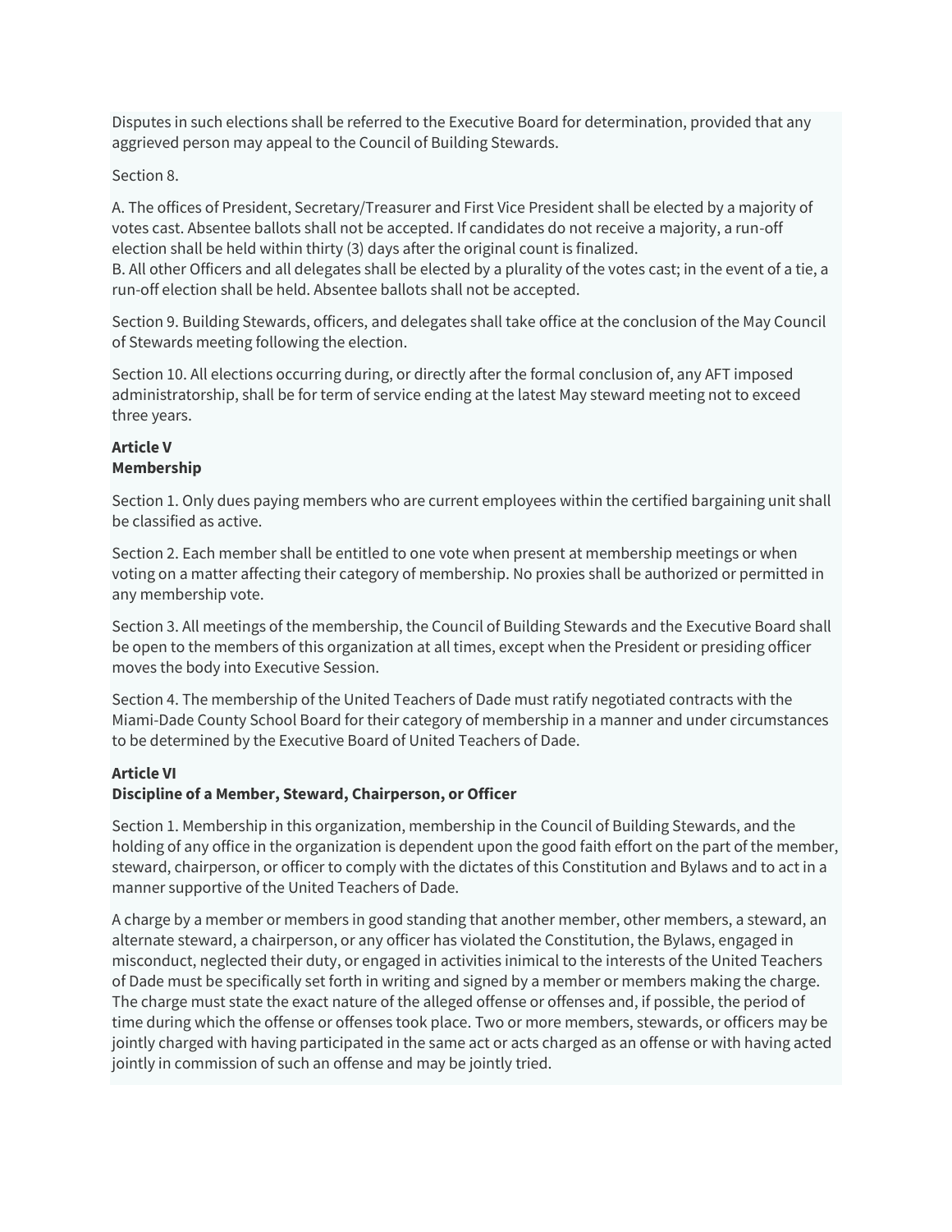Disputes in such elections shall be referred to the Executive Board for determination, provided that any aggrieved person may appeal to the Council of Building Stewards.

Section 8.

A. The offices of President, Secretary/Treasurer and First Vice President shall be elected by a majority of votes cast. Absentee ballots shall not be accepted. If candidates do not receive a majority, a run-off election shall be held within thirty (3) days after the original count is finalized.
B. All other Officers and all delegates shall be elected by a plurality of the votes cast; in the event of a tie, a run-off election shall be held. Absentee ballots shall not be accepted.

Section 9. Building Stewards, officers, and delegates shall take office at the conclusion of the May Council of Stewards meeting following the election.

Section 10. All elections occurring during, or directly after the formal conclusion of, any AFT imposed administratorship, shall be for term of service ending at the latest May steward meeting not to exceed three years.

## Article V
## Membership

Section 1. Only dues paying members who are current employees within the certified bargaining unit shall be classified as active.

Section 2. Each member shall be entitled to one vote when present at membership meetings or when voting on a matter affecting their category of membership. No proxies shall be authorized or permitted in any membership vote.

Section 3. All meetings of the membership, the Council of Building Stewards and the Executive Board shall be open to the members of this organization at all times, except when the President or presiding officer moves the body into Executive Session.

Section 4. The membership of the United Teachers of Dade must ratify negotiated contracts with the Miami-Dade County School Board for their category of membership in a manner and under circumstances to be determined by the Executive Board of United Teachers of Dade.

## Article VI
## Discipline of a Member, Steward, Chairperson, or Officer

Section 1. Membership in this organization, membership in the Council of Building Stewards, and the holding of any office in the organization is dependent upon the good faith effort on the part of the member, steward, chairperson, or officer to comply with the dictates of this Constitution and Bylaws and to act in a manner supportive of the United Teachers of Dade.

A charge by a member or members in good standing that another member, other members, a steward, an alternate steward, a chairperson, or any officer has violated the Constitution, the Bylaws, engaged in misconduct, neglected their duty, or engaged in activities inimical to the interests of the United Teachers of Dade must be specifically set forth in writing and signed by a member or members making the charge. The charge must state the exact nature of the alleged offense or offenses and, if possible, the period of time during which the offense or offenses took place. Two or more members, stewards, or officers may be jointly charged with having participated in the same act or acts charged as an offense or with having acted jointly in commission of such an offense and may be jointly tried.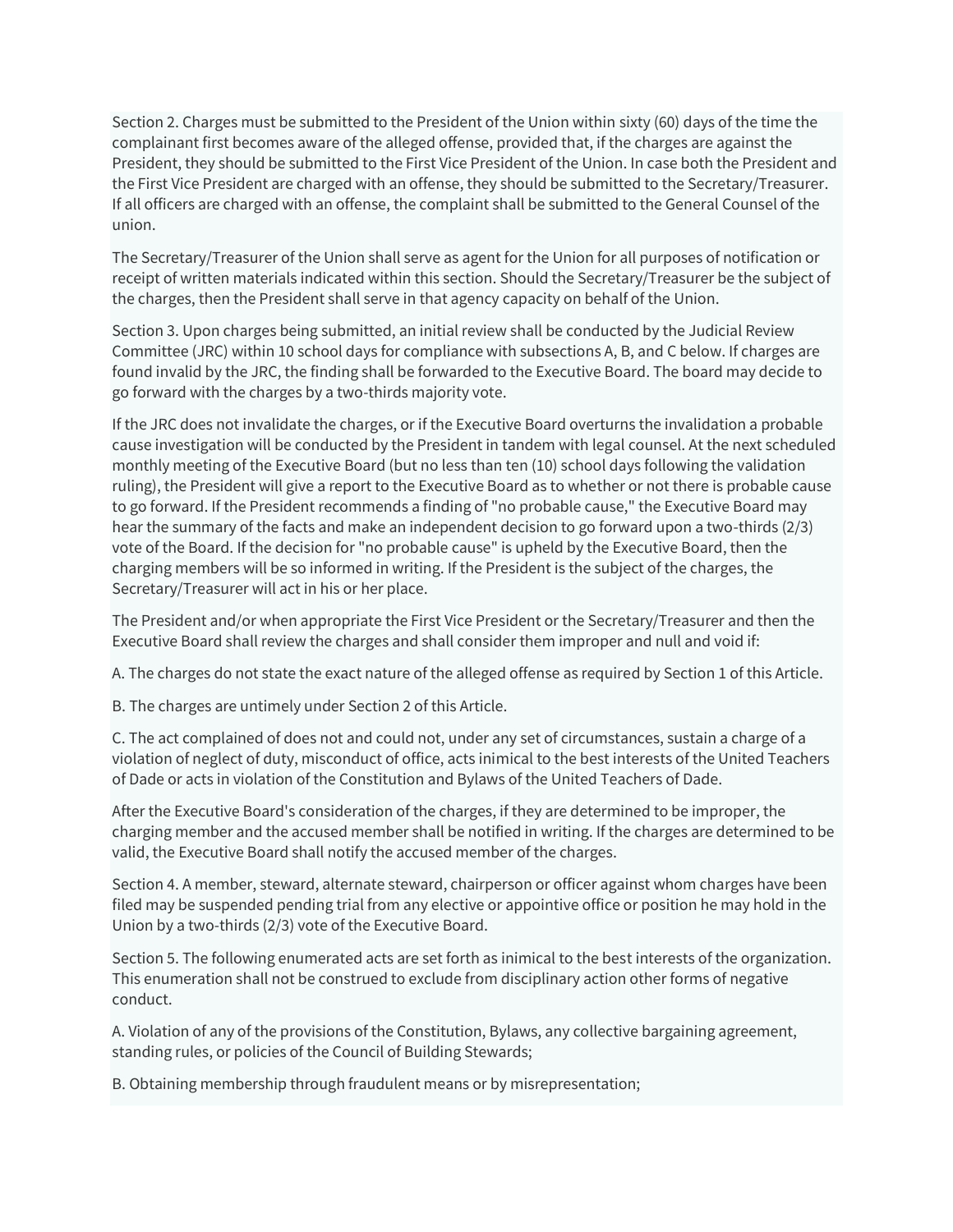Section 2. Charges must be submitted to the President of the Union within sixty (60) days of the time the complainant first becomes aware of the alleged offense, provided that, if the charges are against the President, they should be submitted to the First Vice President of the Union. In case both the President and the First Vice President are charged with an offense, they should be submitted to the Secretary/Treasurer. If all officers are charged with an offense, the complaint shall be submitted to the General Counsel of the union.

The Secretary/Treasurer of the Union shall serve as agent for the Union for all purposes of notification or receipt of written materials indicated within this section. Should the Secretary/Treasurer be the subject of the charges, then the President shall serve in that agency capacity on behalf of the Union.

Section 3. Upon charges being submitted, an initial review shall be conducted by the Judicial Review Committee (JRC) within 10 school days for compliance with subsections A, B, and C below. If charges are found invalid by the JRC, the finding shall be forwarded to the Executive Board. The board may decide to go forward with the charges by a two-thirds majority vote.

If the JRC does not invalidate the charges, or if the Executive Board overturns the invalidation a probable cause investigation will be conducted by the President in tandem with legal counsel. At the next scheduled monthly meeting of the Executive Board (but no less than ten (10) school days following the validation ruling), the President will give a report to the Executive Board as to whether or not there is probable cause to go forward. If the President recommends a finding of "no probable cause," the Executive Board may hear the summary of the facts and make an independent decision to go forward upon a two-thirds (2/3) vote of the Board. If the decision for "no probable cause" is upheld by the Executive Board, then the charging members will be so informed in writing. If the President is the subject of the charges, the Secretary/Treasurer will act in his or her place.

The President and/or when appropriate the First Vice President or the Secretary/Treasurer and then the Executive Board shall review the charges and shall consider them improper and null and void if:

A. The charges do not state the exact nature of the alleged offense as required by Section 1 of this Article.

B. The charges are untimely under Section 2 of this Article.

C. The act complained of does not and could not, under any set of circumstances, sustain a charge of a violation of neglect of duty, misconduct of office, acts inimical to the best interests of the United Teachers of Dade or acts in violation of the Constitution and Bylaws of the United Teachers of Dade.

After the Executive Board's consideration of the charges, if they are determined to be improper, the charging member and the accused member shall be notified in writing. If the charges are determined to be valid, the Executive Board shall notify the accused member of the charges.

Section 4. A member, steward, alternate steward, chairperson or officer against whom charges have been filed may be suspended pending trial from any elective or appointive office or position he may hold in the Union by a two-thirds (2/3) vote of the Executive Board.

Section 5. The following enumerated acts are set forth as inimical to the best interests of the organization. This enumeration shall not be construed to exclude from disciplinary action other forms of negative conduct.

A. Violation of any of the provisions of the Constitution, Bylaws, any collective bargaining agreement, standing rules, or policies of the Council of Building Stewards;

B. Obtaining membership through fraudulent means or by misrepresentation;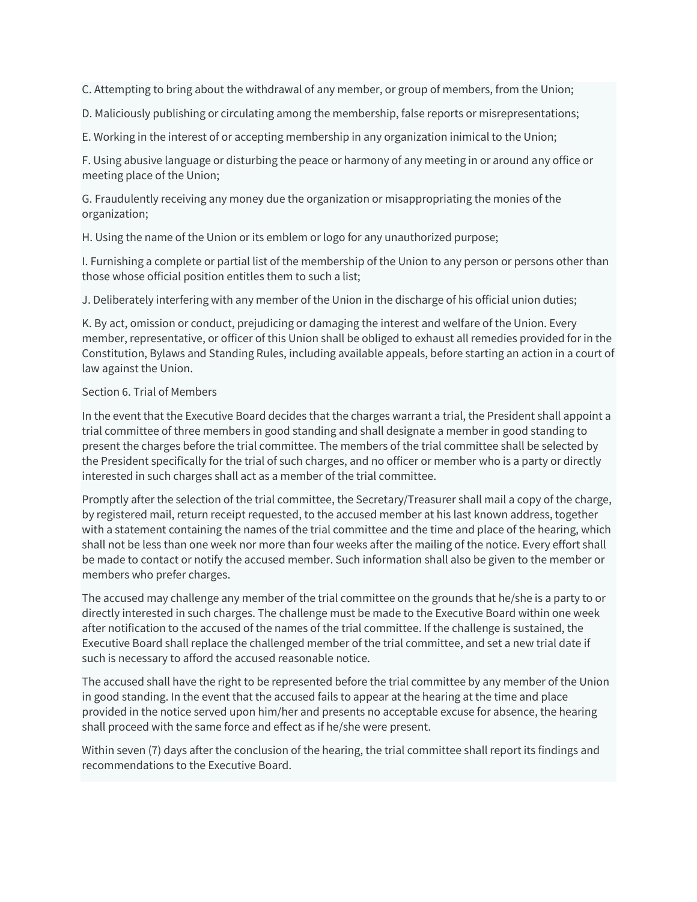C. Attempting to bring about the withdrawal of any member, or group of members, from the Union;

D. Maliciously publishing or circulating among the membership, false reports or misrepresentations;

E. Working in the interest of or accepting membership in any organization inimical to the Union;

F. Using abusive language or disturbing the peace or harmony of any meeting in or around any office or meeting place of the Union;

G. Fraudulently receiving any money due the organization or misappropriating the monies of the organization;

H. Using the name of the Union or its emblem or logo for any unauthorized purpose;

I. Furnishing a complete or partial list of the membership of the Union to any person or persons other than those whose official position entitles them to such a list;

J. Deliberately interfering with any member of the Union in the discharge of his official union duties;

K. By act, omission or conduct, prejudicing or damaging the interest and welfare of the Union. Every member, representative, or officer of this Union shall be obliged to exhaust all remedies provided for in the Constitution, Bylaws and Standing Rules, including available appeals, before starting an action in a court of law against the Union.

Section 6. Trial of Members

In the event that the Executive Board decides that the charges warrant a trial, the President shall appoint a trial committee of three members in good standing and shall designate a member in good standing to present the charges before the trial committee. The members of the trial committee shall be selected by the President specifically for the trial of such charges, and no officer or member who is a party or directly interested in such charges shall act as a member of the trial committee.

Promptly after the selection of the trial committee, the Secretary/Treasurer shall mail a copy of the charge, by registered mail, return receipt requested, to the accused member at his last known address, together with a statement containing the names of the trial committee and the time and place of the hearing, which shall not be less than one week nor more than four weeks after the mailing of the notice. Every effort shall be made to contact or notify the accused member. Such information shall also be given to the member or members who prefer charges.

The accused may challenge any member of the trial committee on the grounds that he/she is a party to or directly interested in such charges. The challenge must be made to the Executive Board within one week after notification to the accused of the names of the trial committee. If the challenge is sustained, the Executive Board shall replace the challenged member of the trial committee, and set a new trial date if such is necessary to afford the accused reasonable notice.

The accused shall have the right to be represented before the trial committee by any member of the Union in good standing. In the event that the accused fails to appear at the hearing at the time and place provided in the notice served upon him/her and presents no acceptable excuse for absence, the hearing shall proceed with the same force and effect as if he/she were present.

Within seven (7) days after the conclusion of the hearing, the trial committee shall report its findings and recommendations to the Executive Board.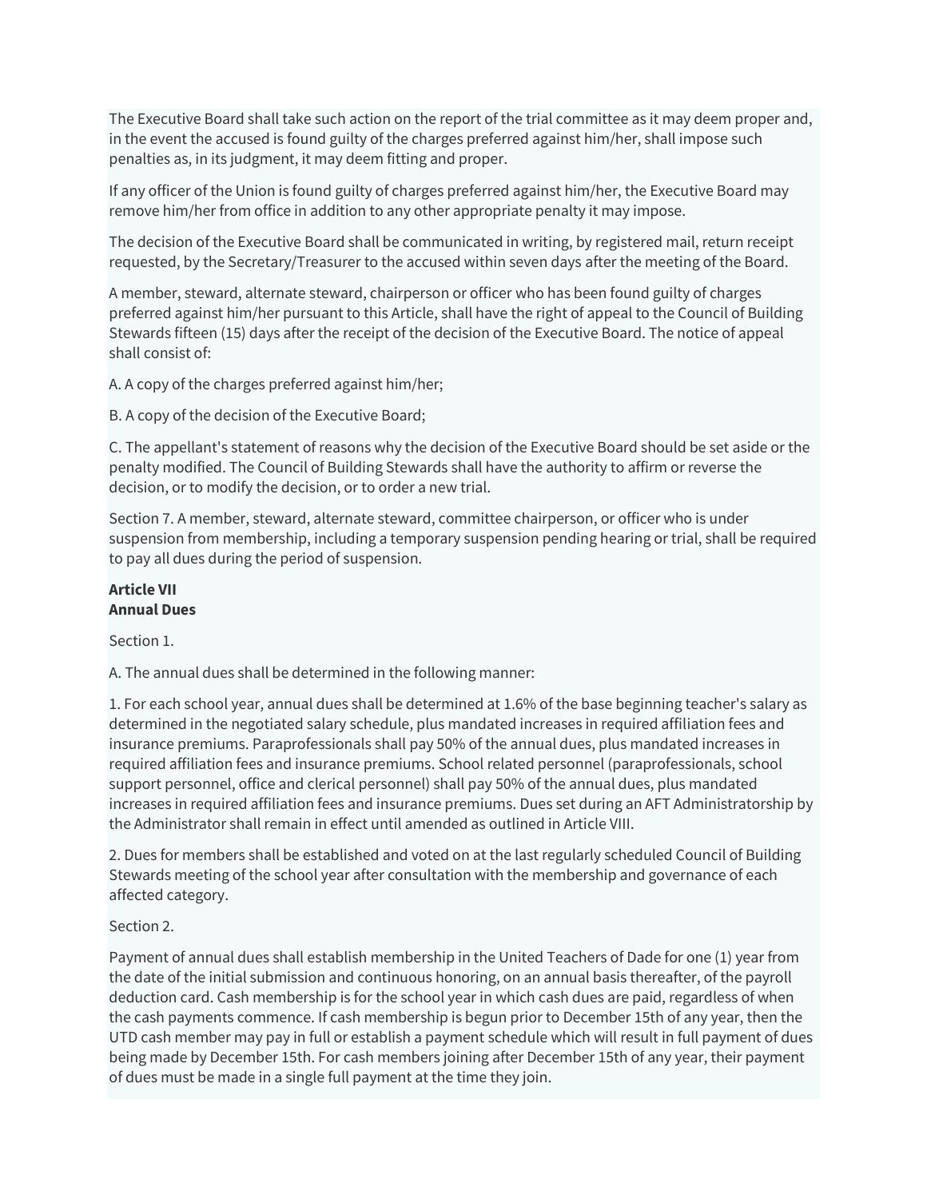The Executive Board shall take such action on the report of the trial committee as it may deem proper and, in the event the accused is found guilty of the charges preferred against him/her, shall impose such penalties as, in its judgment, it may deem fitting and proper.

If any officer of the Union is found guilty of charges preferred against him/her, the Executive Board may remove him/her from office in addition to any other appropriate penalty it may impose.

The decision of the Executive Board shall be communicated in writing, by registered mail, return receipt requested, by the Secretary/Treasurer to the accused within seven days after the meeting of the Board.

A member, steward, alternate steward, chairperson or officer who has been found guilty of charges preferred against him/her pursuant to this Article, shall have the right of appeal to the Council of Building Stewards fifteen (15) days after the receipt of the decision of the Executive Board. The notice of appeal shall consist of:

A. A copy of the charges preferred against him/her;

B. A copy of the decision of the Executive Board;

C. The appellant's statement of reasons why the decision of the Executive Board should be set aside or the penalty modified. The Council of Building Stewards shall have the authority to affirm or reverse the decision, or to modify the decision, or to order a new trial.

Section 7. A member, steward, alternate steward, committee chairperson, or officer who is under suspension from membership, including a temporary suspension pending hearing or trial, shall be required to pay all dues during the period of suspension.

**Article VII**
**Annual Dues**

Section 1.

A. The annual dues shall be determined in the following manner:

1. For each school year, annual dues shall be determined at 1.6% of the base beginning teacher's salary as determined in the negotiated salary schedule, plus mandated increases in required affiliation fees and insurance premiums. Paraprofessionals shall pay 50% of the annual dues, plus mandated increases in required affiliation fees and insurance premiums. School related personnel (paraprofessionals, school support personnel, office and clerical personnel) shall pay 50% of the annual dues, plus mandated increases in required affiliation fees and insurance premiums. Dues set during an AFT Administratorship by the Administrator shall remain in effect until amended as outlined in Article VIII.

2. Dues for members shall be established and voted on at the last regularly scheduled Council of Building Stewards meeting of the school year after consultation with the membership and governance of each affected category.

Section 2.

Payment of annual dues shall establish membership in the United Teachers of Dade for one (1) year from the date of the initial submission and continuous honoring, on an annual basis thereafter, of the payroll deduction card. Cash membership is for the school year in which cash dues are paid, regardless of when the cash payments commence. If cash membership is begun prior to December 15th of any year, then the UTD cash member may pay in full or establish a payment schedule which will result in full payment of dues being made by December 15th. For cash members joining after December 15th of any year, their payment of dues must be made in a single full payment at the time they join.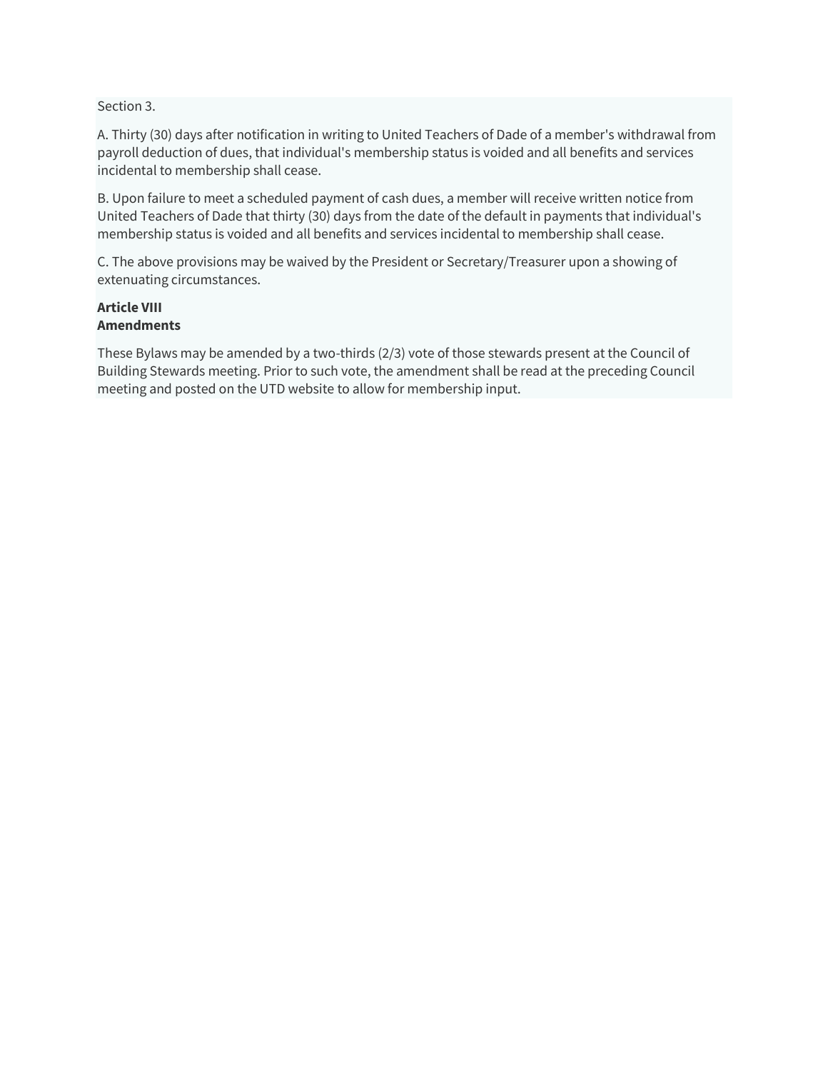Section 3.

A. Thirty (30) days after notification in writing to United Teachers of Dade of a member's withdrawal from payroll deduction of dues, that individual's membership status is voided and all benefits and services incidental to membership shall cease.

B. Upon failure to meet a scheduled payment of cash dues, a member will receive written notice from United Teachers of Dade that thirty (30) days from the date of the default in payments that individual's membership status is voided and all benefits and services incidental to membership shall cease.

C. The above provisions may be waived by the President or Secretary/Treasurer upon a showing of extenuating circumstances.

**Article VIII**
**Amendments**

These Bylaws may be amended by a two-thirds (2/3) vote of those stewards present at the Council of Building Stewards meeting. Prior to such vote, the amendment shall be read at the preceding Council meeting and posted on the UTD website to allow for membership input.